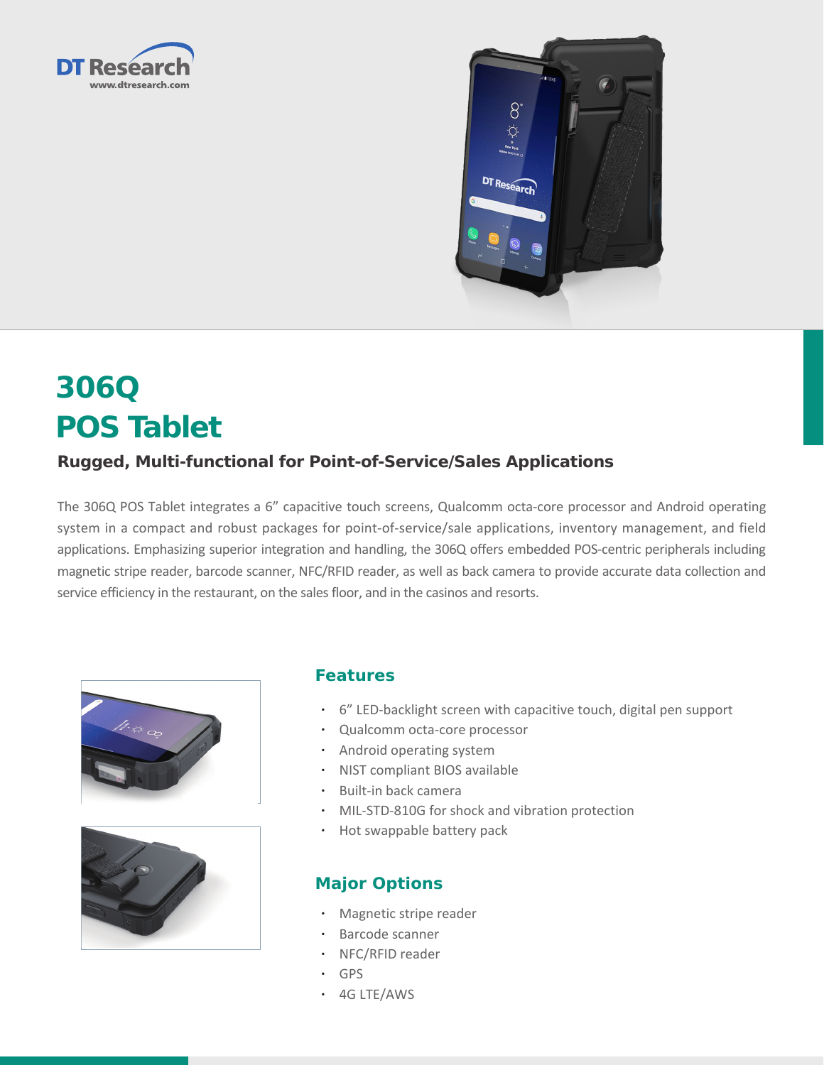DT Research
www.dtresearch.com

# 306Q
# POS Tablet

## Rugged, Multi-functional for Point-of-Service/Sales Applications

The 306Q POS Tablet integrates a 6” capacitive touch screens, Qualcomm octa-core processor and Android operating system in a compact and robust packages for point-of-service/sale applications, inventory management, and field applications. Emphasizing superior integration and handling, the 306Q offers embedded POS-centric peripherals including magnetic stripe reader, barcode scanner, NFC/RFID reader, as well as back camera to provide accurate data collection and service efficiency in the restaurant, on the sales floor, and in the casinos and resorts.

### Features

- 6” LED-backlight screen with capacitive touch, digital pen support
- Qualcomm octa-core processor
- Android operating system
- NIST compliant BIOS available
- Built-in back camera
- MIL-STD-810G for shock and vibration protection
- Hot swappable battery pack

### Major Options

- Magnetic stripe reader
- Barcode scanner
- NFC/RFID reader
- GPS
- 4G LTE/AWS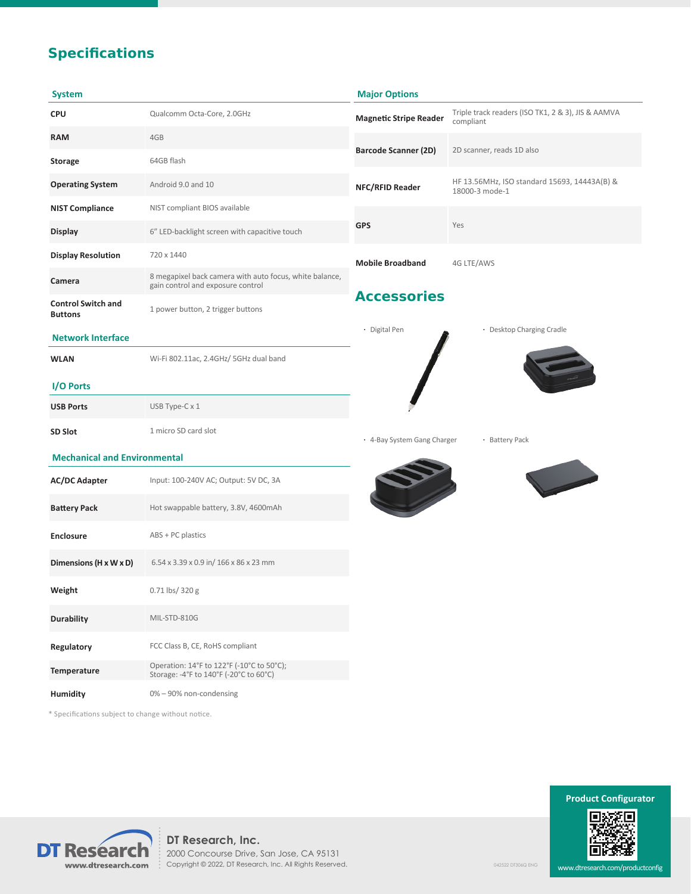# Specifications

## System

| | |
|---|---|
| **CPU** | Qualcomm Octa-Core, 2.0GHz |
| **RAM** | 4GB |
| **Storage** | 64GB flash |
| **Operating System** | Android 9.0 and 10 |
| **NIST Compliance** | NIST compliant BIOS available |
| **Display** | 6" LED-backlight screen with capacitive touch |
| **Display Resolution** | 720 x 1440 |
| **Camera** | 8 megapixel back camera with auto focus, white balance, gain control and exposure control |
| **Control Switch and Buttons** | 1 power button, 2 trigger buttons |

## Network Interface

| | |
|---|---|
| **WLAN** | Wi-Fi 802.11ac, 2.4GHz/ 5GHz dual band |

## I/O Ports

| | |
|---|---|
| **USB Ports** | USB Type-C x 1 |
| **SD Slot** | 1 micro SD card slot |

## Mechanical and Environmental

| | |
|---|---|
| **AC/DC Adapter** | Input: 100-240V AC; Output: 5V DC, 3A |
| **Battery Pack** | Hot swappable battery, 3.8V, 4600mAh |
| **Enclosure** | ABS + PC plastics |
| **Dimensions (H x W x D)** | 6.54 x 3.39 x 0.9 in/ 166 x 86 x 23 mm |
| **Weight** | 0.71 lbs/ 320 g |
| **Durability** | MIL-STD-810G |
| **Regulatory** | FCC Class B, CE, RoHS compliant |
| **Temperature** | Operation: 14°F to 122°F (-10°C to 50°C); Storage: -4°F to 140°F (-20°C to 60°C) |
| **Humidity** | 0% – 90% non-condensing |

* Specifications subject to change without notice.

## Major Options

| | |
|---|---|
| **Magnetic Stripe Reader** | Triple track readers (ISO TK1, 2 & 3), JIS & AAMVA compliant |
| **Barcode Scanner (2D)** | 2D scanner, reads 1D also |
| **NFC/RFID Reader** | HF 13.56MHz, ISO standard 15693, 14443A(B) & 18000-3 mode-1 |
| **GPS** | Yes |
| **Mobile Broadband** | 4G LTE/AWS |

# Accessories

- Digital Pen
- Desktop Charging Cradle
- 4-Bay System Gang Charger
- Battery Pack

**DT Research, Inc.**
2000 Concourse Drive, San Jose, CA 95131
Copyright © 2022, DT Research, Inc. All Rights Reserved.

www.dtresearch.com

042522 DT306Q ENG

**Product Configurator**
www.dtresearch.com/productconfig